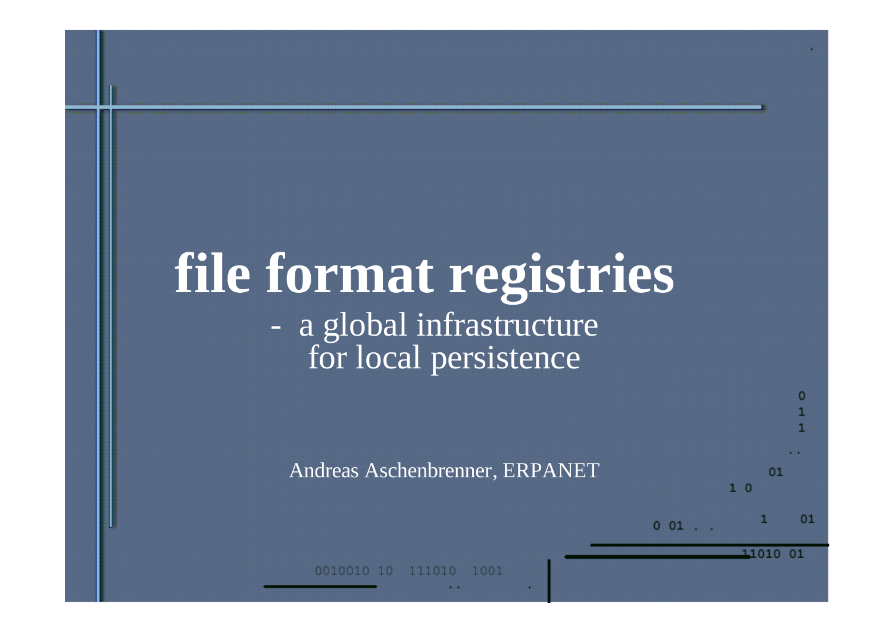# file format registries

- a global infrastructure for local persistence

Andreas Aschenbrenner, ERPANET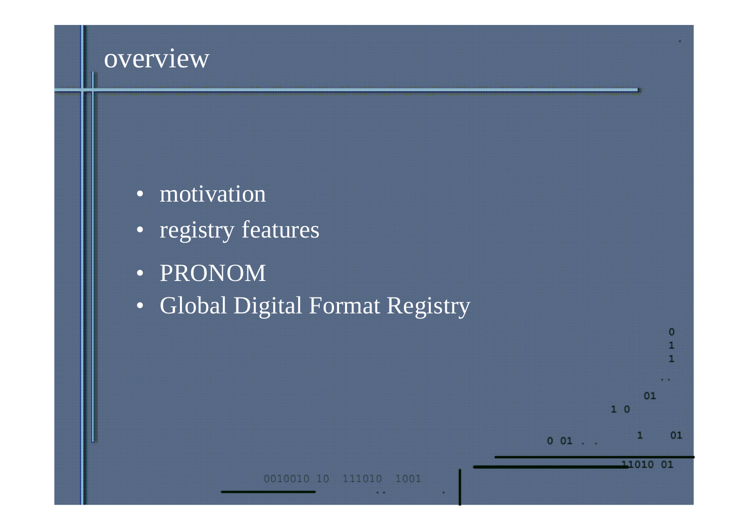# overview

- motivation
- registry features
- PRONOM
- Global Digital Format Registry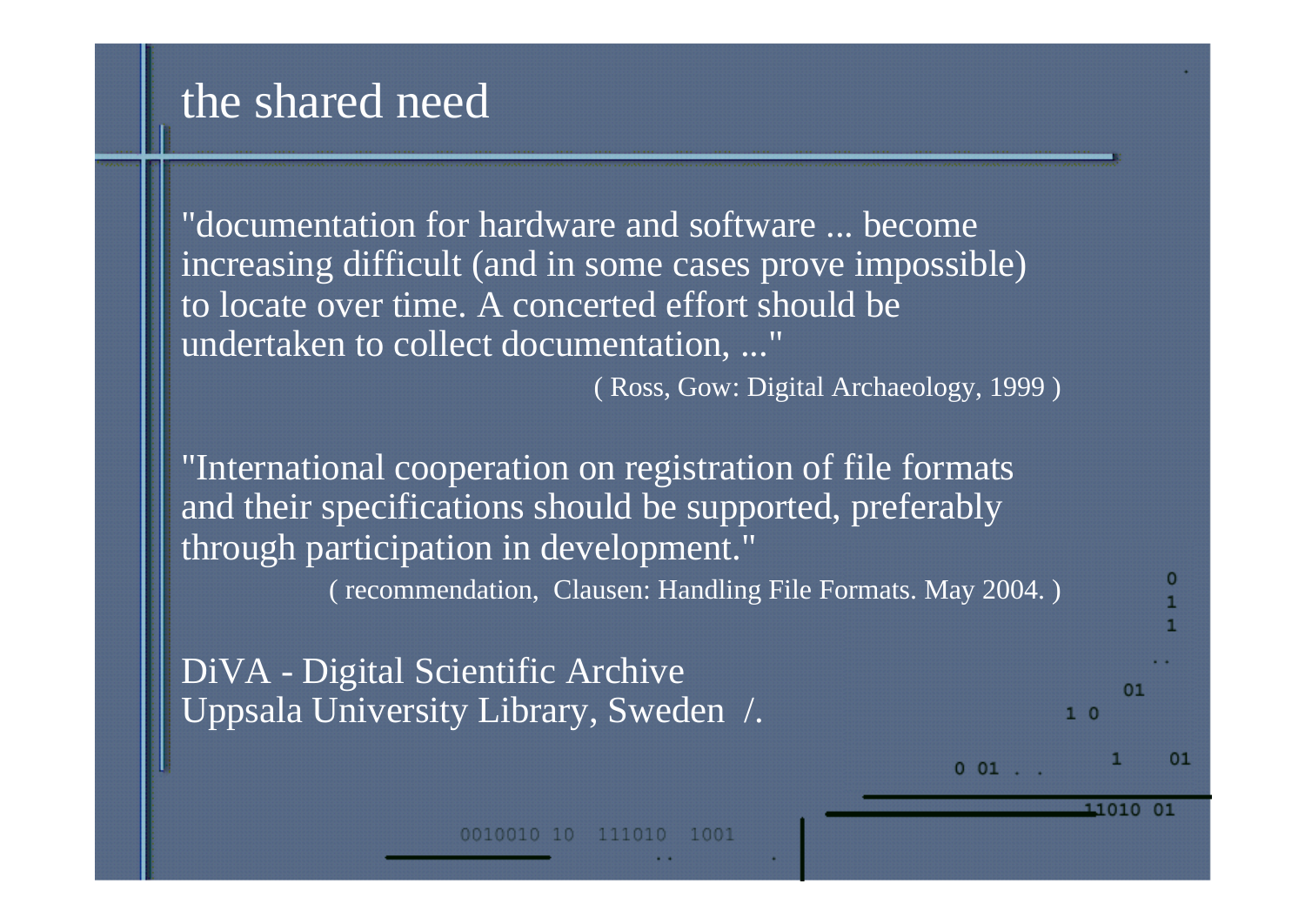# the shared need

"documentation for hardware and software ... become increasing difficult (and in some cases prove impossible) to locate over time. A concerted effort should be undertaken to collect documentation, ..."

( Ross, Gow: Digital Archaeology, 1999 )

"International cooperation on registration of file formats and their specifications should be supported, preferably through participation in development."

( recommendation, Clausen: Handling File Formats. May 2004. )

DiVA - Digital Scientific Archive
Uppsala University Library, Sweden /.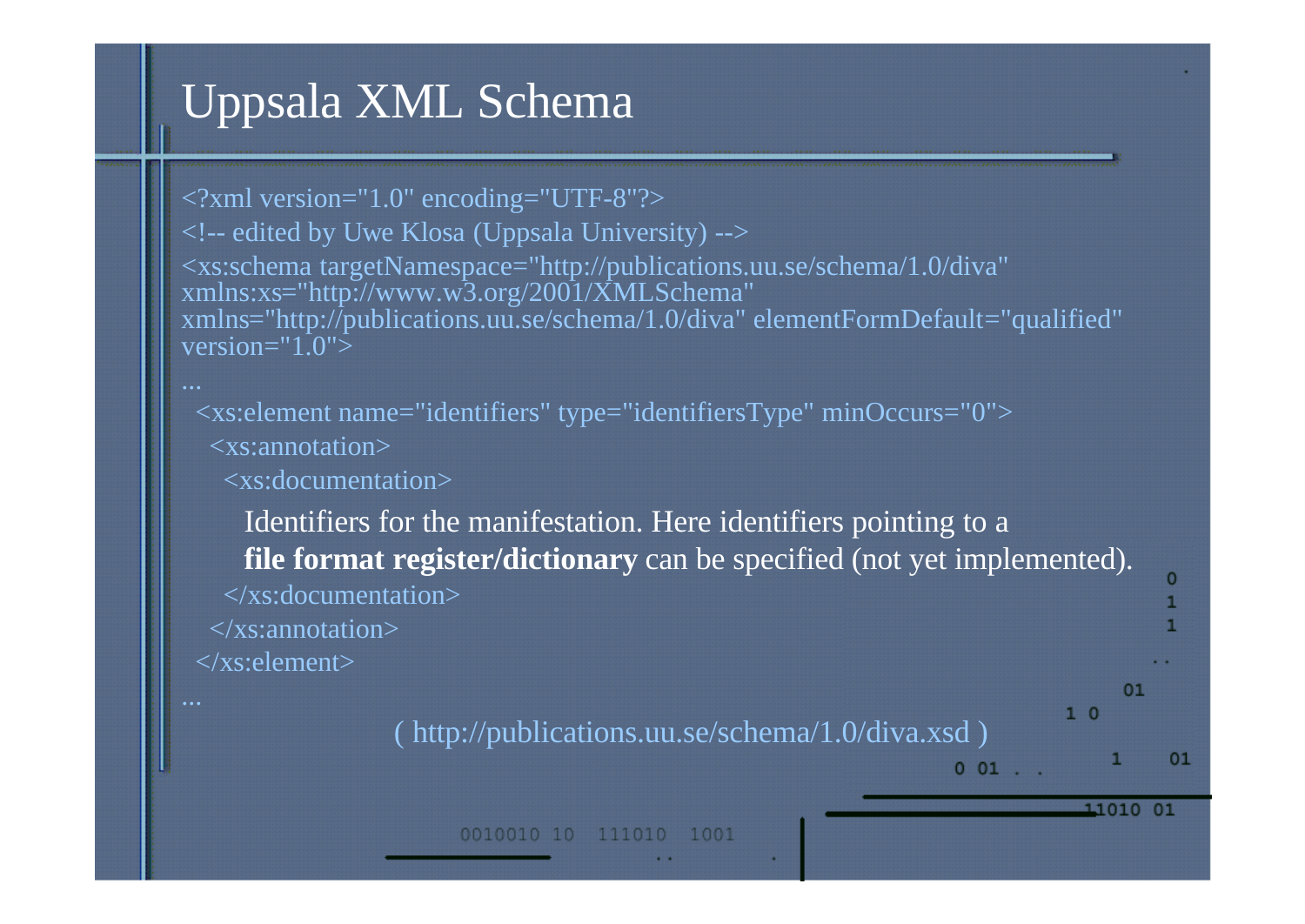# Uppsala XML Schema

```
<?xml version="1.0" encoding="UTF-8"?>
<!-- edited by Uwe Klosa (Uppsala University) -->
<xs:schema targetNamespace="http://publications.uu.se/schema/1.0/diva"
xmlns:xs="http://www.w3.org/2001/XMLSchema"
xmlns="http://publications.uu.se/schema/1.0/diva" elementFormDefault="qualified"
version="1.0">
...
 <xs:element name="identifiers" type="identifiersType" minOccurs="0">
  <xs:annotation>
   <xs:documentation>
     Identifiers for the manifestation. Here identifiers pointing to a
     file format register/dictionary can be specified (not yet implemented).
   </xs:documentation>
  </xs:annotation>
 </xs:element>
...
```

( http://publications.uu.se/schema/1.0/diva.xsd )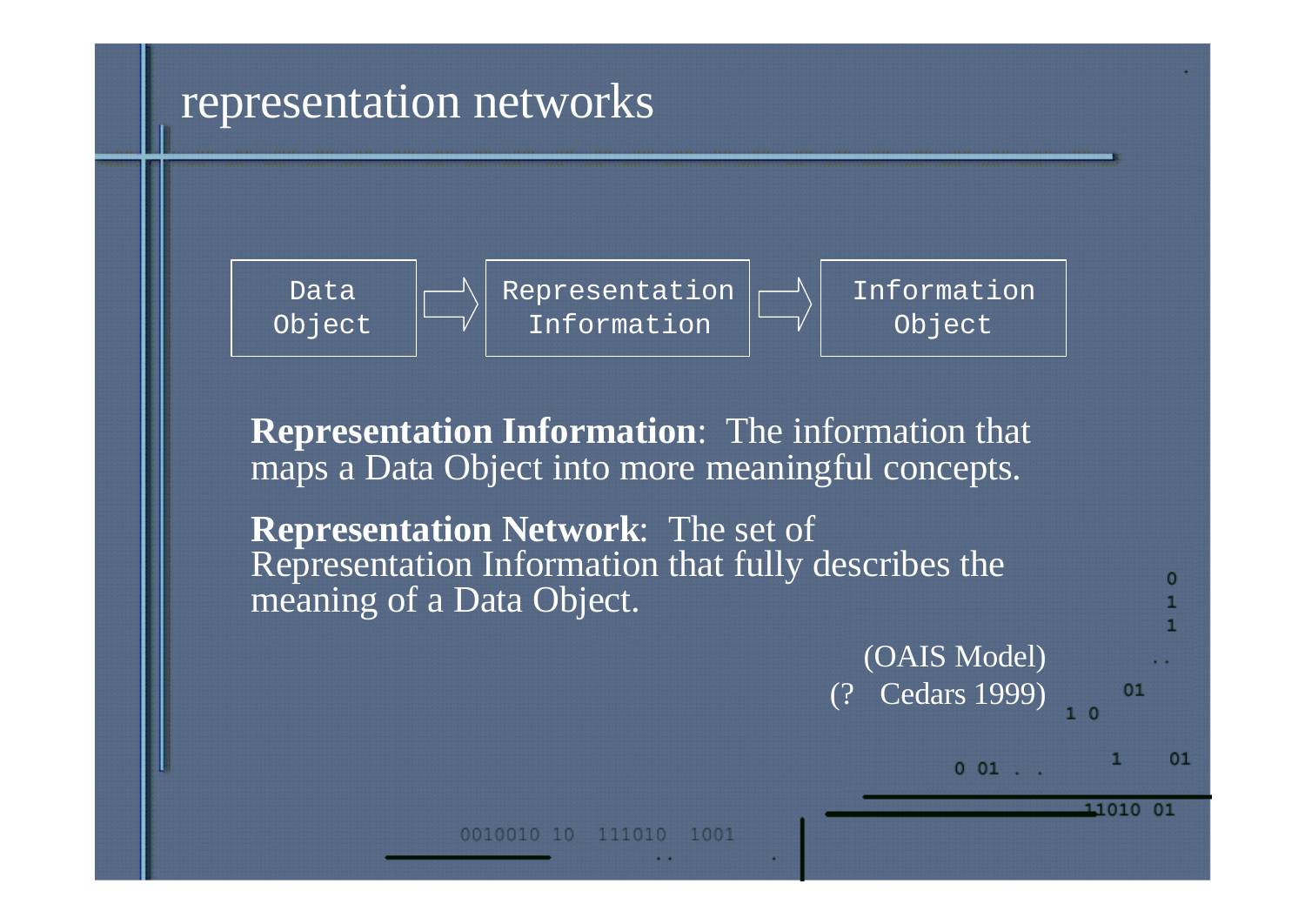# representation networks

Data Object ⇨ Representation Information ⇨ Information Object

**Representation Information**: The information that maps a Data Object into more meaningful concepts.

**Representation Network**: The set of Representation Information that fully describes the meaning of a Data Object.

(OAIS Model)
(? Cedars 1999)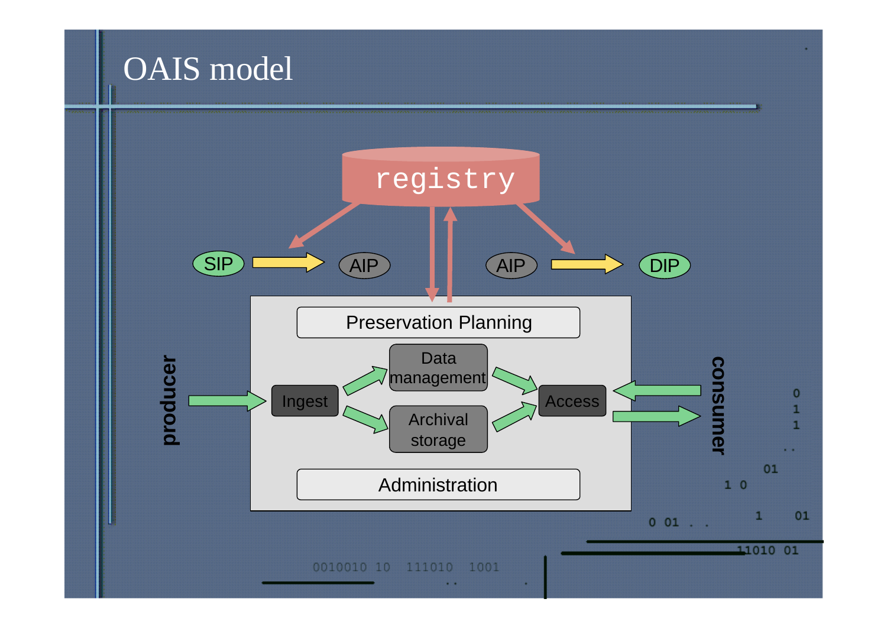# OAIS model

registry

SIP → AIP

AIP → DIP

Preservation Planning

producer → Ingest → Data management / Archival storage → Access ↔ consumer

Administration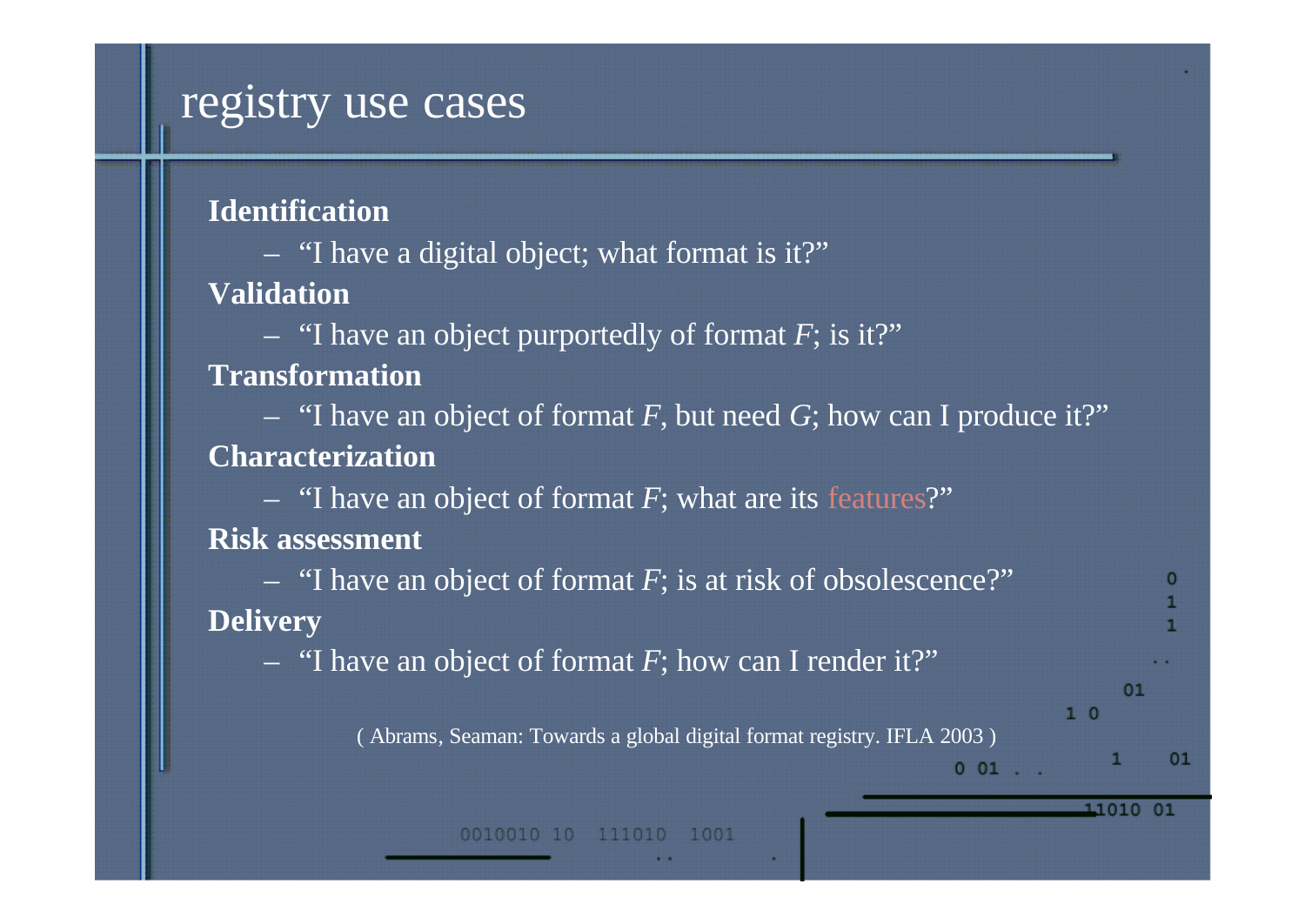# registry use cases

**Identification**

- "I have a digital object; what format is it?"

**Validation**

- "I have an object purportedly of format *F*; is it?"

**Transformation**

- "I have an object of format *F*, but need *G*; how can I produce it?"

**Characterization**

- "I have an object of format *F*; what are its features?"

**Risk assessment**

- "I have an object of format *F*; is at risk of obsolescence?"

**Delivery**

- "I have an object of format *F*; how can I render it?"

( Abrams, Seaman: Towards a global digital format registry. IFLA 2003 )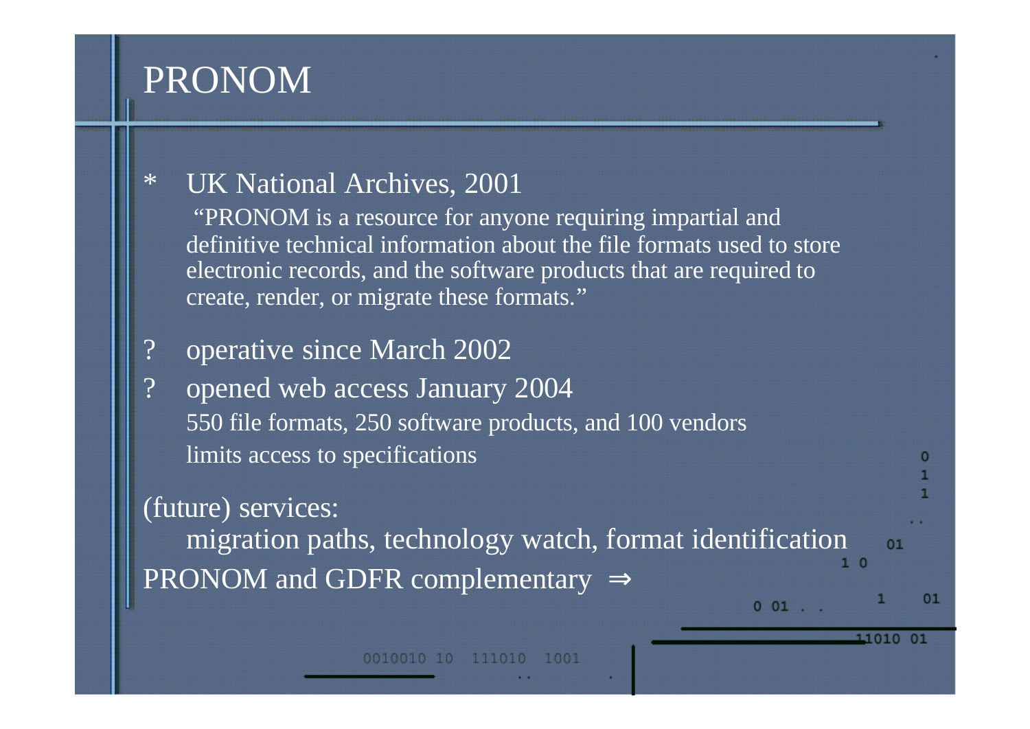# PRONOM

* UK National Archives, 2001

  "PRONOM is a resource for anyone requiring impartial and definitive technical information about the file formats used to store electronic records, and the software products that are required to create, render, or migrate these formats."

? operative since March 2002

? opened web access January 2004

  550 file formats, 250 software products, and 100 vendors

  limits access to specifications

(future) services:

  migration paths, technology watch, format identification

PRONOM and GDFR complementary ⇒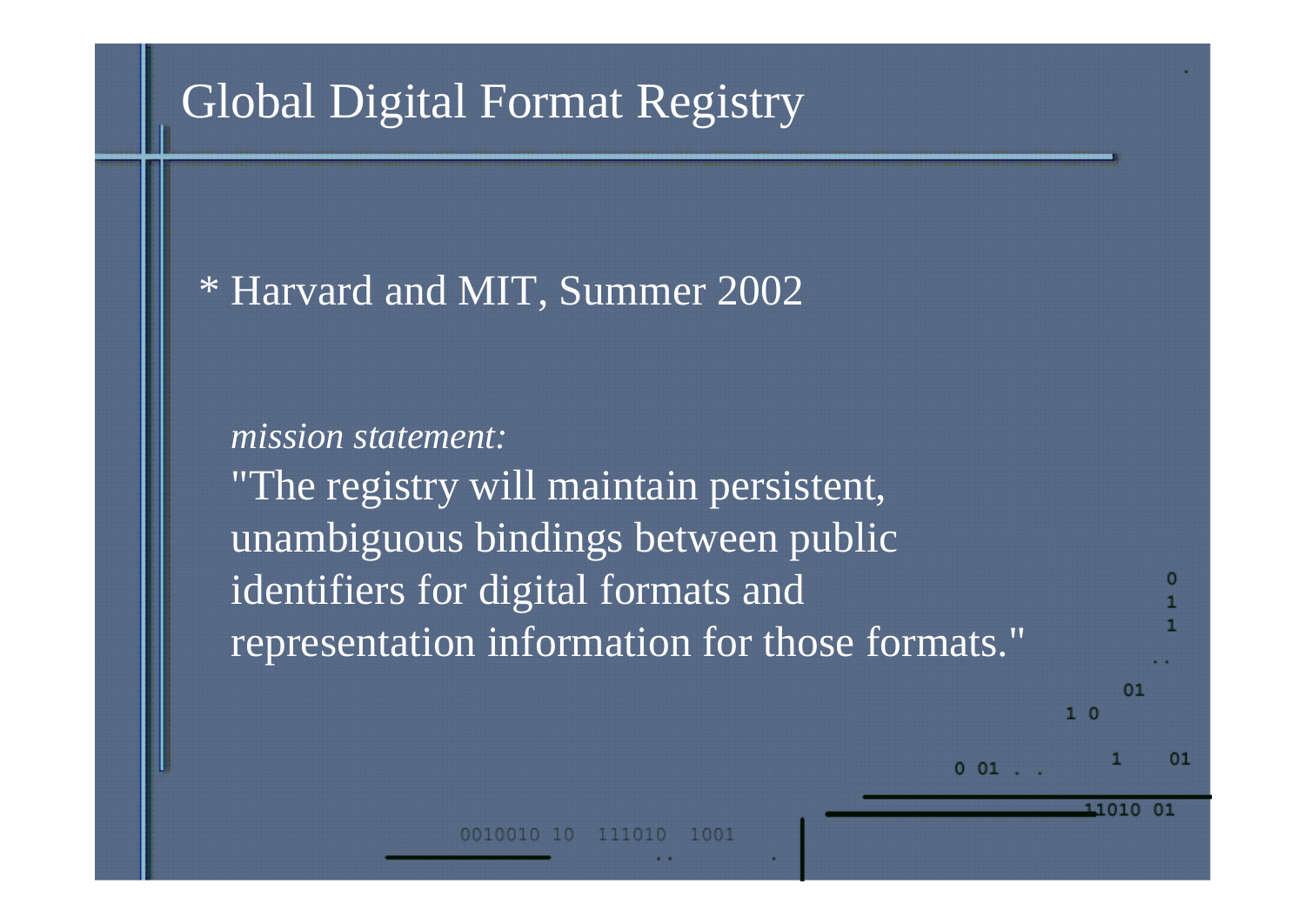# Global Digital Format Registry

* Harvard and MIT, Summer 2002

*mission statement:*
"The registry will maintain persistent, unambiguous bindings between public identifiers for digital formats and representation information for those formats."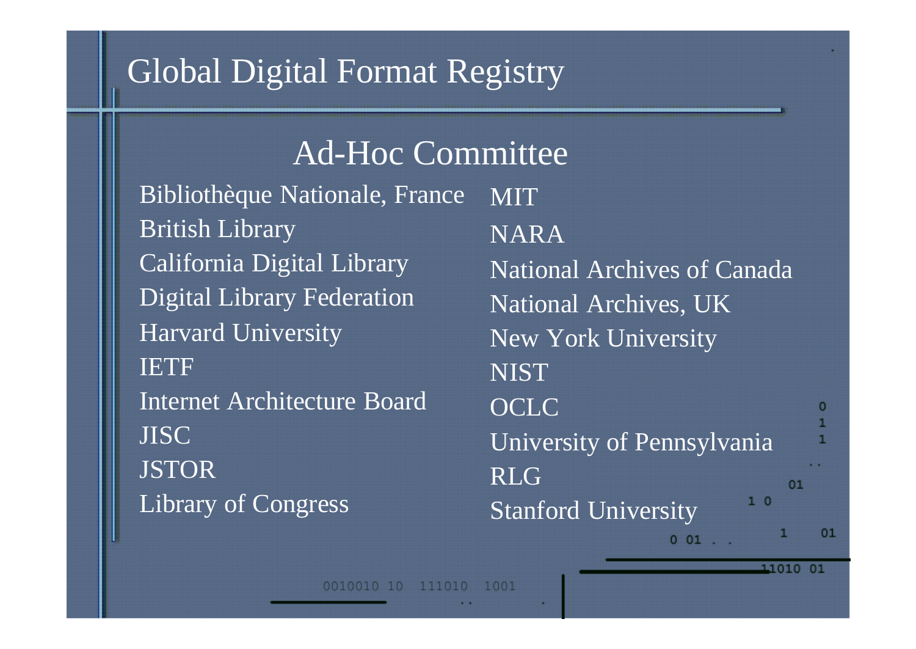# Global Digital Format Registry

## Ad-Hoc Committee

- Bibliothèque Nationale, France
- British Library
- California Digital Library
- Digital Library Federation
- Harvard University
- IETF
- Internet Architecture Board
- JISC
- JSTOR
- Library of Congress
- MIT
- NARA
- National Archives of Canada
- National Archives, UK
- New York University
- NIST
- OCLC
- University of Pennsylvania
- RLG
- Stanford University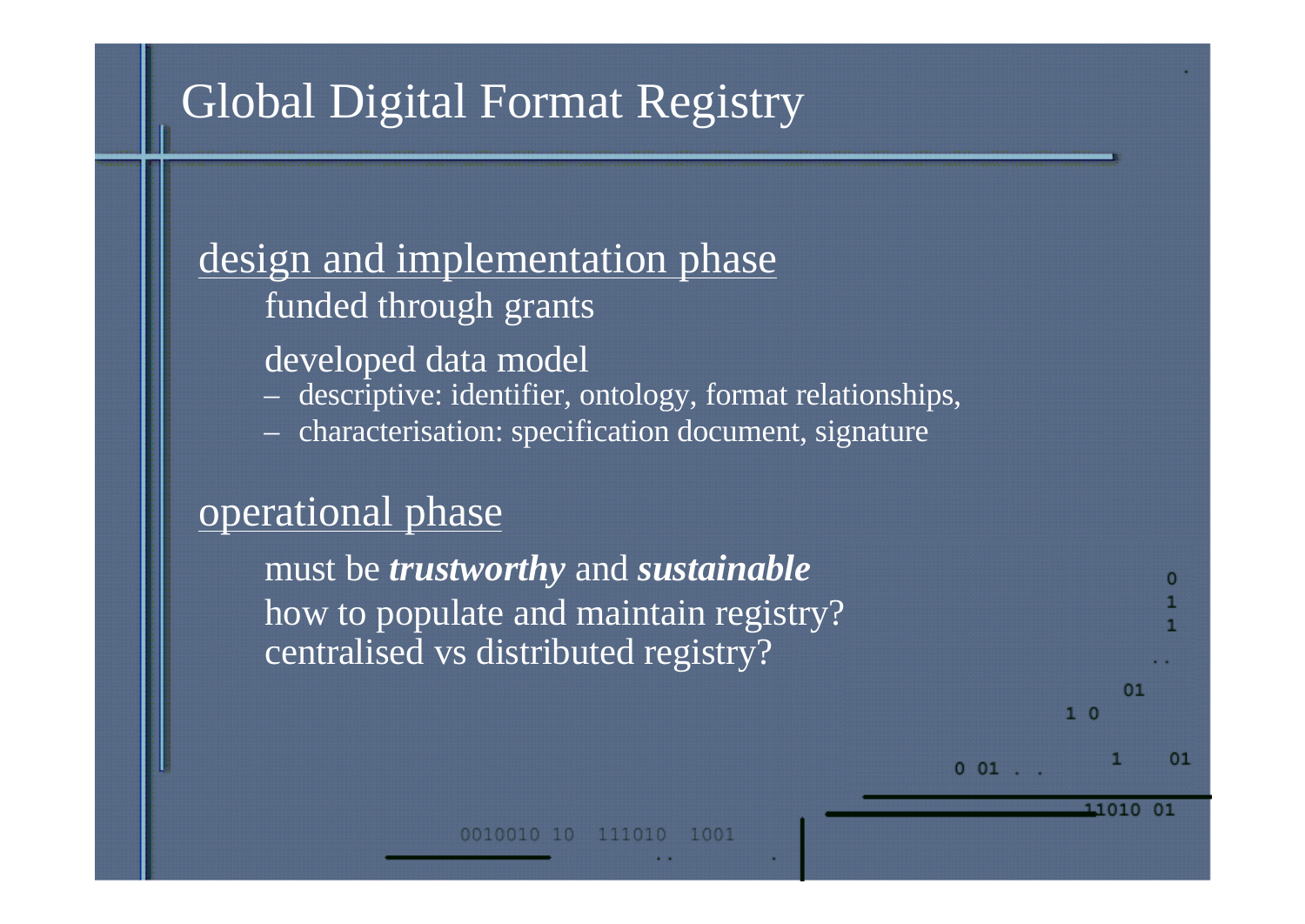# Global Digital Format Registry

design and implementation phase

funded through grants

developed data model

- descriptive: identifier, ontology, format relationships,
- characterisation: specification document, signature

operational phase

must be ***trustworthy*** and ***sustainable***

how to populate and maintain registry?

centralised vs distributed registry?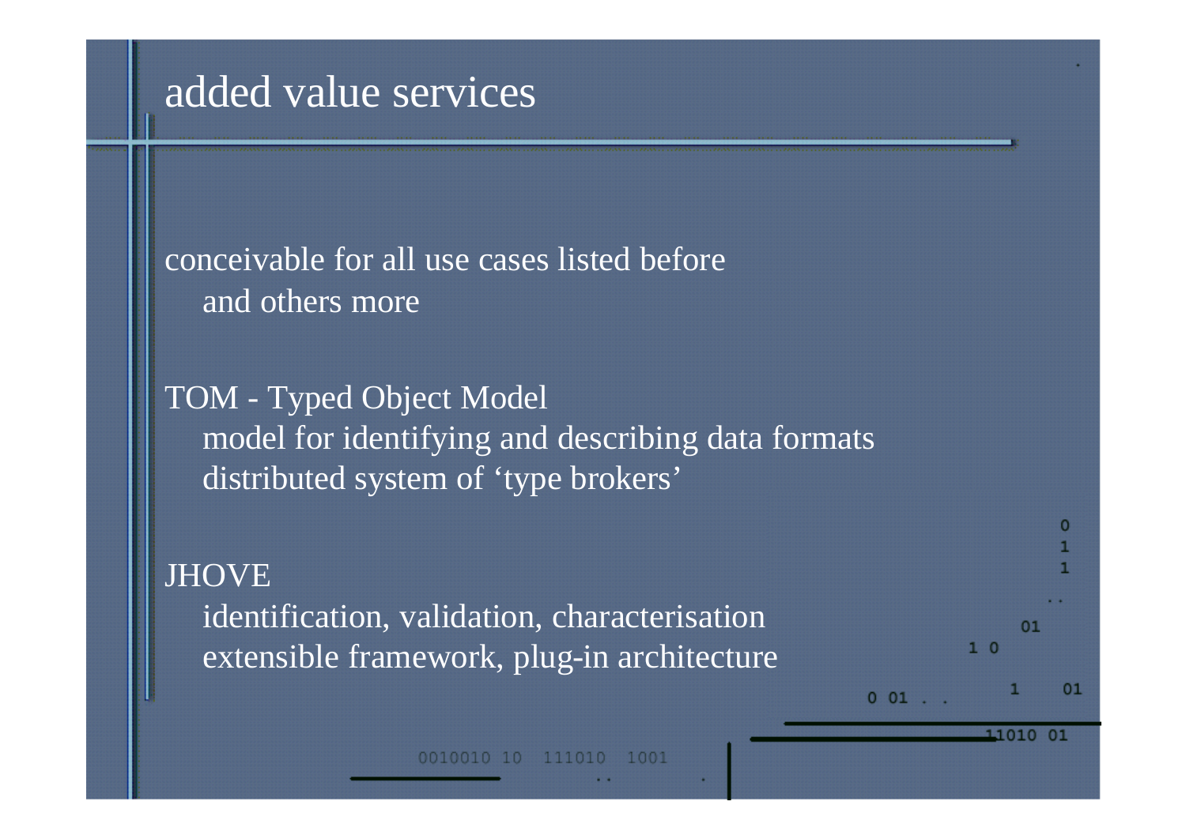# added value services

conceivable for all use cases listed before
- and others more

TOM - Typed Object Model
- model for identifying and describing data formats
- distributed system of 'type brokers'

JHOVE
- identification, validation, characterisation
- extensible framework, plug-in architecture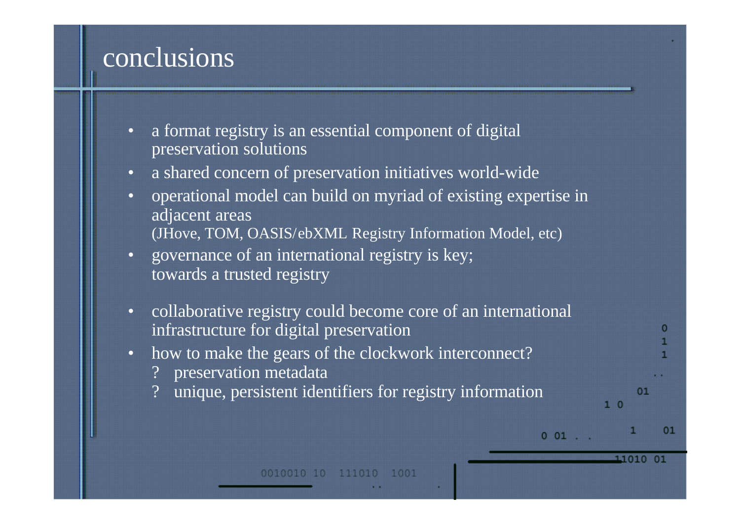# conclusions

- a format registry is an essential component of digital preservation solutions
- a shared concern of preservation initiatives world-wide
- operational model can build on myriad of existing expertise in adjacent areas
  (JHove, TOM, OASIS/ebXML Registry Information Model, etc)
- governance of an international registry is key;
  towards a trusted registry
- collaborative registry could become core of an international infrastructure for digital preservation
- how to make the gears of the clockwork interconnect?
  - ? preservation metadata
  - ? unique, persistent identifiers for registry information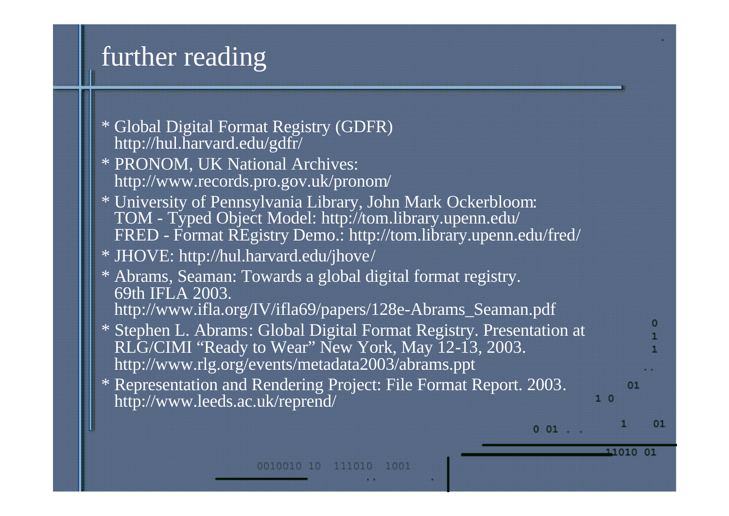# further reading

* Global Digital Format Registry (GDFR)
  http://hul.harvard.edu/gdfr/
* PRONOM, UK National Archives:
  http://www.records.pro.gov.uk/pronom/
* University of Pennsylvania Library, John Mark Ockerbloom:
  TOM - Typed Object Model: http://tom.library.upenn.edu/
  FRED - Format REgistry Demo.: http://tom.library.upenn.edu/fred/
* JHOVE: http://hul.harvard.edu/jhove/
* Abrams, Seaman: Towards a global digital format registry.
  69th IFLA 2003.
  http://www.ifla.org/IV/ifla69/papers/128e-Abrams_Seaman.pdf
* Stephen L. Abrams: Global Digital Format Registry. Presentation at
  RLG/CIMI "Ready to Wear" New York, May 12-13, 2003.
  http://www.rlg.org/events/metadata2003/abrams.ppt
* Representation and Rendering Project: File Format Report. 2003.
  http://www.leeds.ac.uk/reprend/